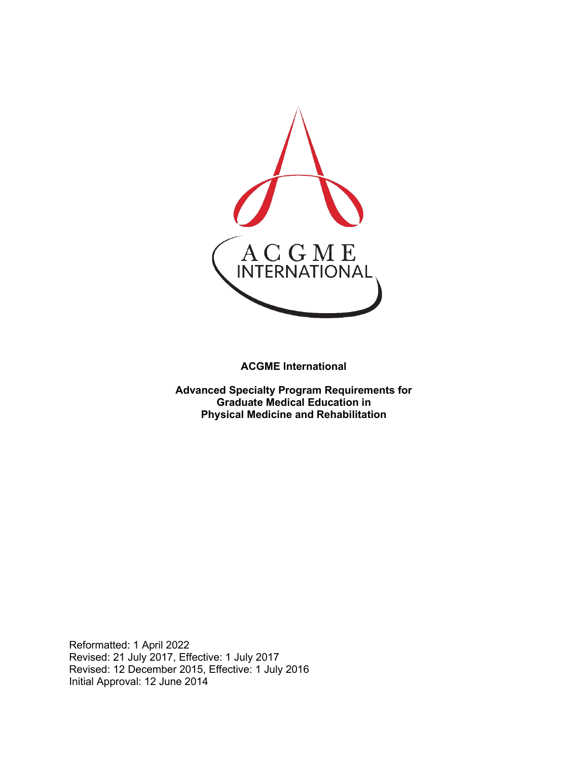**ACGME International**

**Advanced Specialty Program Requirements for Graduate Medical Education in Physical Medicine and Rehabilitation**

Reformatted: 1 April 2022
Revised: 21 July 2017, Effective: 1 July 2017
Revised: 12 December 2015, Effective: 1 July 2016
Initial Approval: 12 June 2014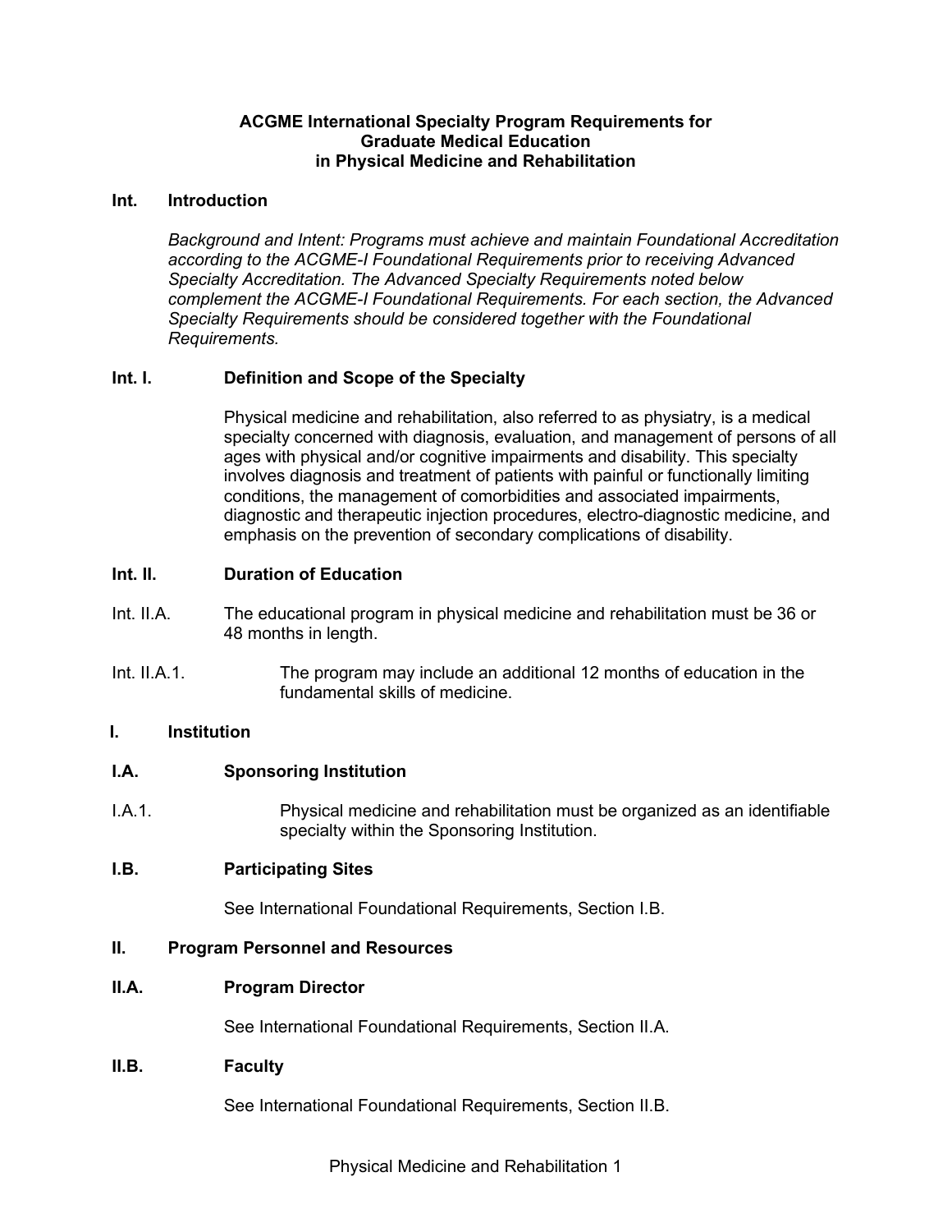**ACGME International Specialty Program Requirements for Graduate Medical Education in Physical Medicine and Rehabilitation**

## Int. Introduction

*Background and Intent: Programs must achieve and maintain Foundational Accreditation according to the ACGME-I Foundational Requirements prior to receiving Advanced Specialty Accreditation. The Advanced Specialty Requirements noted below complement the ACGME-I Foundational Requirements. For each section, the Advanced Specialty Requirements should be considered together with the Foundational Requirements.*

### Int. I. Definition and Scope of the Specialty

Physical medicine and rehabilitation, also referred to as physiatry, is a medical specialty concerned with diagnosis, evaluation, and management of persons of all ages with physical and/or cognitive impairments and disability. This specialty involves diagnosis and treatment of patients with painful or functionally limiting conditions, the management of comorbidities and associated impairments, diagnostic and therapeutic injection procedures, electro-diagnostic medicine, and emphasis on the prevention of secondary complications of disability.

### Int. II. Duration of Education

Int. II.A. The educational program in physical medicine and rehabilitation must be 36 or 48 months in length.

Int. II.A.1. The program may include an additional 12 months of education in the fundamental skills of medicine.

## I. Institution

### I.A. Sponsoring Institution

I.A.1. Physical medicine and rehabilitation must be organized as an identifiable specialty within the Sponsoring Institution.

### I.B. Participating Sites

See International Foundational Requirements, Section I.B.

## II. Program Personnel and Resources

### II.A. Program Director

See International Foundational Requirements, Section II.A.

### II.B. Faculty

See International Foundational Requirements, Section II.B.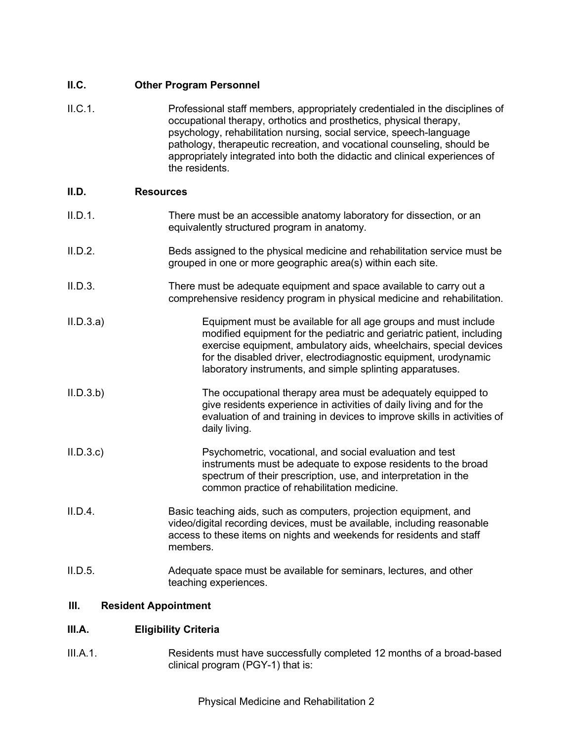**II.C. Other Program Personnel**

II.C.1. Professional staff members, appropriately credentialed in the disciplines of occupational therapy, orthotics and prosthetics, physical therapy, psychology, rehabilitation nursing, social service, speech-language pathology, therapeutic recreation, and vocational counseling, should be appropriately integrated into both the didactic and clinical experiences of the residents.

**II.D. Resources**

II.D.1. There must be an accessible anatomy laboratory for dissection, or an equivalently structured program in anatomy.

II.D.2. Beds assigned to the physical medicine and rehabilitation service must be grouped in one or more geographic area(s) within each site.

II.D.3. There must be adequate equipment and space available to carry out a comprehensive residency program in physical medicine and rehabilitation.

II.D.3.a) Equipment must be available for all age groups and must include modified equipment for the pediatric and geriatric patient, including exercise equipment, ambulatory aids, wheelchairs, special devices for the disabled driver, electrodiagnostic equipment, urodynamic laboratory instruments, and simple splinting apparatuses.

II.D.3.b) The occupational therapy area must be adequately equipped to give residents experience in activities of daily living and for the evaluation of and training in devices to improve skills in activities of daily living.

II.D.3.c) Psychometric, vocational, and social evaluation and test instruments must be adequate to expose residents to the broad spectrum of their prescription, use, and interpretation in the common practice of rehabilitation medicine.

II.D.4. Basic teaching aids, such as computers, projection equipment, and video/digital recording devices, must be available, including reasonable access to these items on nights and weekends for residents and staff members.

II.D.5. Adequate space must be available for seminars, lectures, and other teaching experiences.

**III. Resident Appointment**

**III.A. Eligibility Criteria**

III.A.1. Residents must have successfully completed 12 months of a broad-based clinical program (PGY-1) that is: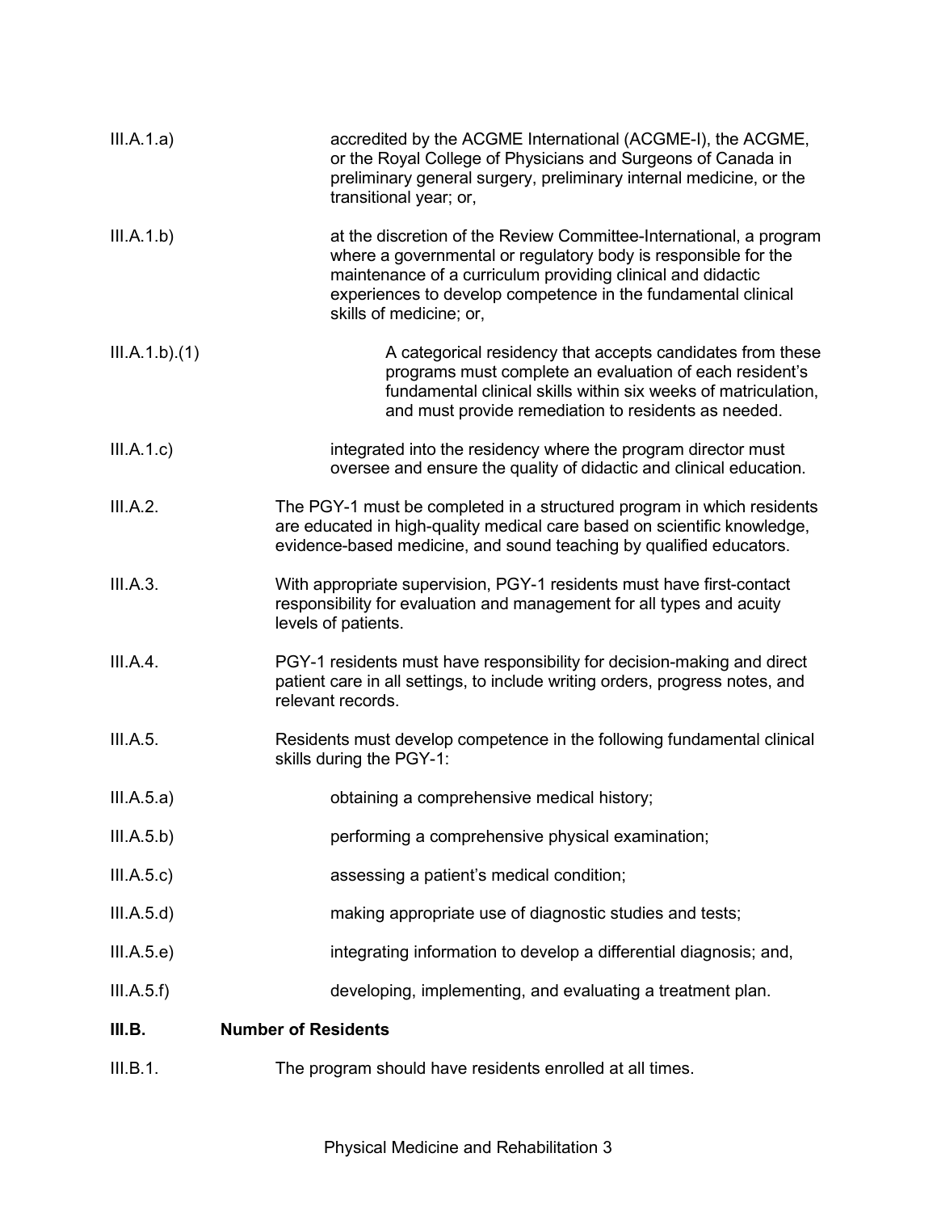III.A.1.a) accredited by the ACGME International (ACGME-I), the ACGME, or the Royal College of Physicians and Surgeons of Canada in preliminary general surgery, preliminary internal medicine, or the transitional year; or,

III.A.1.b) at the discretion of the Review Committee-International, a program where a governmental or regulatory body is responsible for the maintenance of a curriculum providing clinical and didactic experiences to develop competence in the fundamental clinical skills of medicine; or,

III.A.1.b).(1) A categorical residency that accepts candidates from these programs must complete an evaluation of each resident's fundamental clinical skills within six weeks of matriculation, and must provide remediation to residents as needed.

III.A.1.c) integrated into the residency where the program director must oversee and ensure the quality of didactic and clinical education.

III.A.2. The PGY-1 must be completed in a structured program in which residents are educated in high-quality medical care based on scientific knowledge, evidence-based medicine, and sound teaching by qualified educators.

III.A.3. With appropriate supervision, PGY-1 residents must have first-contact responsibility for evaluation and management for all types and acuity levels of patients.

III.A.4. PGY-1 residents must have responsibility for decision-making and direct patient care in all settings, to include writing orders, progress notes, and relevant records.

III.A.5. Residents must develop competence in the following fundamental clinical skills during the PGY-1:

III.A.5.a) obtaining a comprehensive medical history;

III.A.5.b) performing a comprehensive physical examination;

III.A.5.c) assessing a patient's medical condition;

III.A.5.d) making appropriate use of diagnostic studies and tests;

III.A.5.e) integrating information to develop a differential diagnosis; and,

III.A.5.f) developing, implementing, and evaluating a treatment plan.

**III.B. Number of Residents**

III.B.1. The program should have residents enrolled at all times.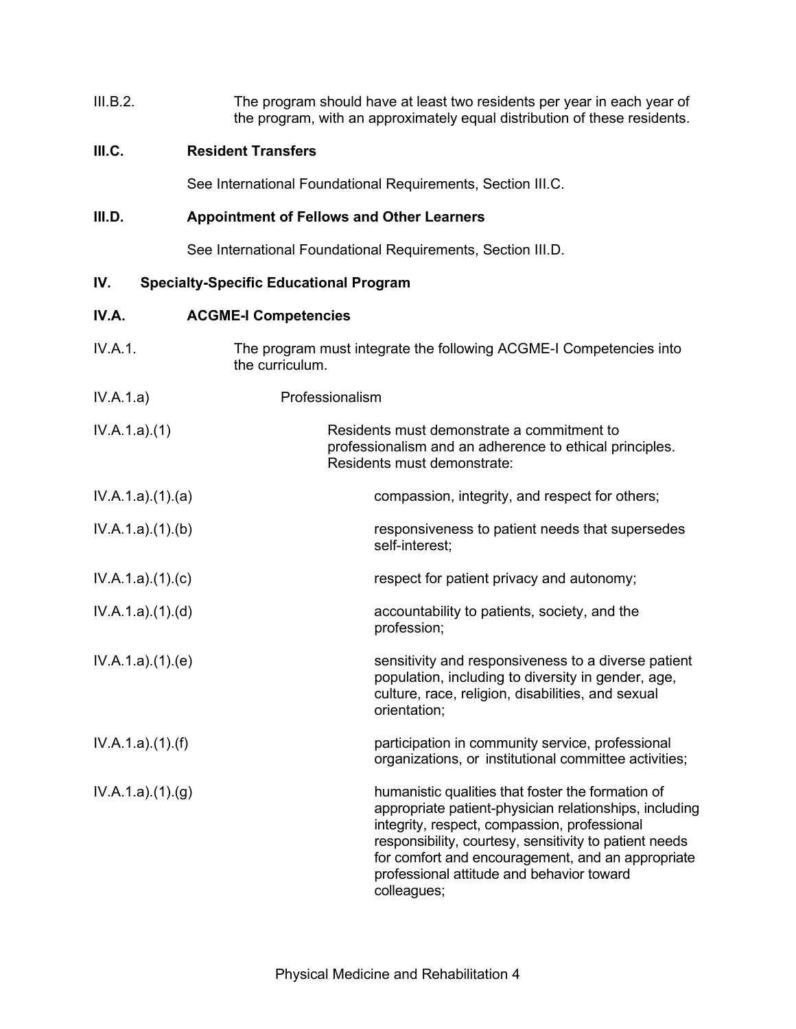III.B.2. The program should have at least two residents per year in each year of the program, with an approximately equal distribution of these residents.

**III.C. Resident Transfers**

See International Foundational Requirements, Section III.C.

**III.D. Appointment of Fellows and Other Learners**

See International Foundational Requirements, Section III.D.

**IV. Specialty-Specific Educational Program**

**IV.A. ACGME-I Competencies**

IV.A.1. The program must integrate the following ACGME-I Competencies into the curriculum.

IV.A.1.a) Professionalism

IV.A.1.a).(1) Residents must demonstrate a commitment to professionalism and an adherence to ethical principles. Residents must demonstrate:

IV.A.1.a).(1).(a) compassion, integrity, and respect for others;

IV.A.1.a).(1).(b) responsiveness to patient needs that supersedes self-interest;

IV.A.1.a).(1).(c) respect for patient privacy and autonomy;

IV.A.1.a).(1).(d) accountability to patients, society, and the profession;

IV.A.1.a).(1).(e) sensitivity and responsiveness to a diverse patient population, including to diversity in gender, age, culture, race, religion, disabilities, and sexual orientation;

IV.A.1.a).(1).(f) participation in community service, professional organizations, or institutional committee activities;

IV.A.1.a).(1).(g) humanistic qualities that foster the formation of appropriate patient-physician relationships, including integrity, respect, compassion, professional responsibility, courtesy, sensitivity to patient needs for comfort and encouragement, and an appropriate professional attitude and behavior toward colleagues;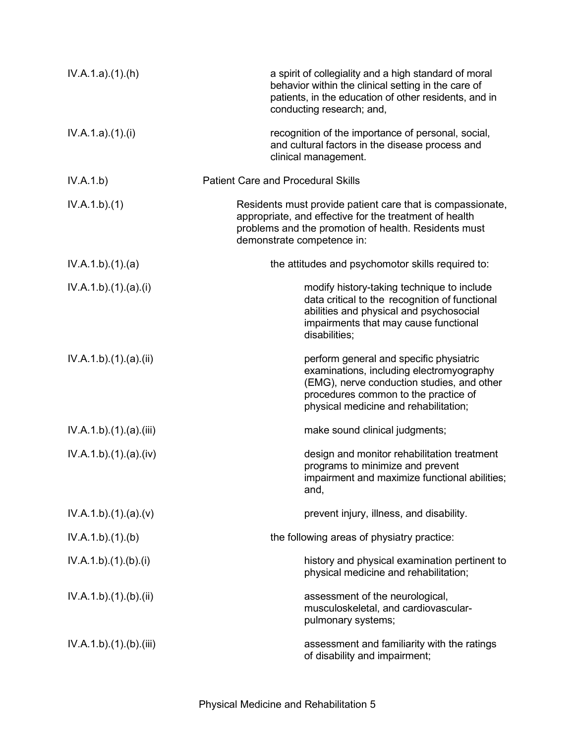| | |
|---|---|
| IV.A.1.a).(1).(h) | a spirit of collegiality and a high standard of moral behavior within the clinical setting in the care of patients, in the education of other residents, and in conducting research; and, |
| IV.A.1.a).(1).(i) | recognition of the importance of personal, social, and cultural factors in the disease process and clinical management. |
| IV.A.1.b) | Patient Care and Procedural Skills |
| IV.A.1.b).(1) | Residents must provide patient care that is compassionate, appropriate, and effective for the treatment of health problems and the promotion of health. Residents must demonstrate competence in: |
| IV.A.1.b).(1).(a) | the attitudes and psychomotor skills required to: |
| IV.A.1.b).(1).(a).(i) | modify history-taking technique to include data critical to the recognition of functional abilities and physical and psychosocial impairments that may cause functional disabilities; |
| IV.A.1.b).(1).(a).(ii) | perform general and specific physiatric examinations, including electromyography (EMG), nerve conduction studies, and other procedures common to the practice of physical medicine and rehabilitation; |
| IV.A.1.b).(1).(a).(iii) | make sound clinical judgments; |
| IV.A.1.b).(1).(a).(iv) | design and monitor rehabilitation treatment programs to minimize and prevent impairment and maximize functional abilities; and, |
| IV.A.1.b).(1).(a).(v) | prevent injury, illness, and disability. |
| IV.A.1.b).(1).(b) | the following areas of physiatry practice: |
| IV.A.1.b).(1).(b).(i) | history and physical examination pertinent to physical medicine and rehabilitation; |
| IV.A.1.b).(1).(b).(ii) | assessment of the neurological, musculoskeletal, and cardiovascular-pulmonary systems; |
| IV.A.1.b).(1).(b).(iii) | assessment and familiarity with the ratings of disability and impairment; |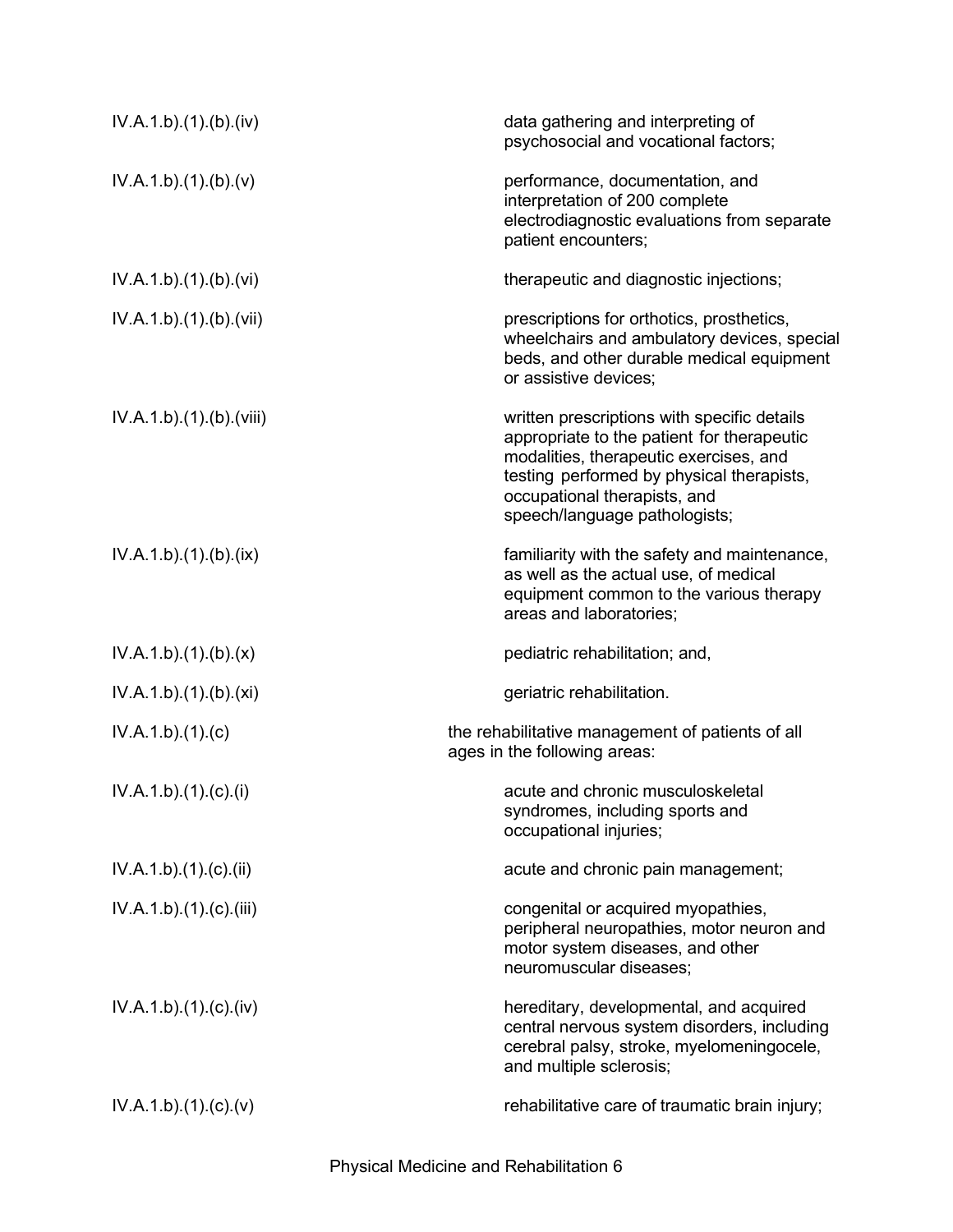| | |
|---|---|
| IV.A.1.b).(1).(b).(iv) | data gathering and interpreting of psychosocial and vocational factors; |
| IV.A.1.b).(1).(b).(v) | performance, documentation, and interpretation of 200 complete electrodiagnostic evaluations from separate patient encounters; |
| IV.A.1.b).(1).(b).(vi) | therapeutic and diagnostic injections; |
| IV.A.1.b).(1).(b).(vii) | prescriptions for orthotics, prosthetics, wheelchairs and ambulatory devices, special beds, and other durable medical equipment or assistive devices; |
| IV.A.1.b).(1).(b).(viii) | written prescriptions with specific details appropriate to the patient for therapeutic modalities, therapeutic exercises, and testing performed by physical therapists, occupational therapists, and speech/language pathologists; |
| IV.A.1.b).(1).(b).(ix) | familiarity with the safety and maintenance, as well as the actual use, of medical equipment common to the various therapy areas and laboratories; |
| IV.A.1.b).(1).(b).(x) | pediatric rehabilitation; and, |
| IV.A.1.b).(1).(b).(xi) | geriatric rehabilitation. |
| IV.A.1.b).(1).(c) | the rehabilitative management of patients of all ages in the following areas: |
| IV.A.1.b).(1).(c).(i) | acute and chronic musculoskeletal syndromes, including sports and occupational injuries; |
| IV.A.1.b).(1).(c).(ii) | acute and chronic pain management; |
| IV.A.1.b).(1).(c).(iii) | congenital or acquired myopathies, peripheral neuropathies, motor neuron and motor system diseases, and other neuromuscular diseases; |
| IV.A.1.b).(1).(c).(iv) | hereditary, developmental, and acquired central nervous system disorders, including cerebral palsy, stroke, myelomeningocele, and multiple sclerosis; |
| IV.A.1.b).(1).(c).(v) | rehabilitative care of traumatic brain injury; |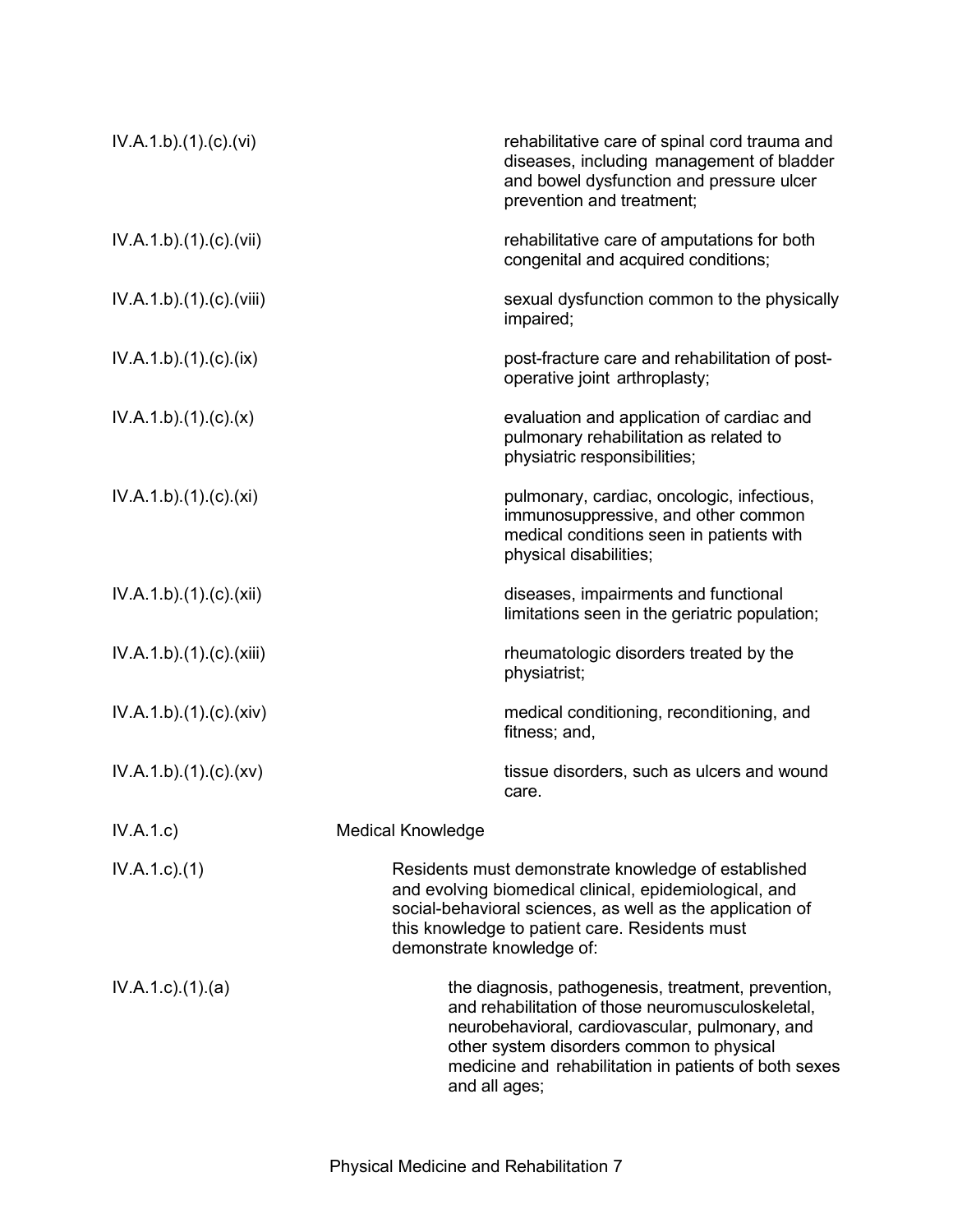| | |
|---|---|
| IV.A.1.b).(1).(c).(vi) | rehabilitative care of spinal cord trauma and diseases, including management of bladder and bowel dysfunction and pressure ulcer prevention and treatment; |
| IV.A.1.b).(1).(c).(vii) | rehabilitative care of amputations for both congenital and acquired conditions; |
| IV.A.1.b).(1).(c).(viii) | sexual dysfunction common to the physically impaired; |
| IV.A.1.b).(1).(c).(ix) | post-fracture care and rehabilitation of post-operative joint arthroplasty; |
| IV.A.1.b).(1).(c).(x) | evaluation and application of cardiac and pulmonary rehabilitation as related to physiatric responsibilities; |
| IV.A.1.b).(1).(c).(xi) | pulmonary, cardiac, oncologic, infectious, immunosuppressive, and other common medical conditions seen in patients with physical disabilities; |
| IV.A.1.b).(1).(c).(xii) | diseases, impairments and functional limitations seen in the geriatric population; |
| IV.A.1.b).(1).(c).(xiii) | rheumatologic disorders treated by the physiatrist; |
| IV.A.1.b).(1).(c).(xiv) | medical conditioning, reconditioning, and fitness; and, |
| IV.A.1.b).(1).(c).(xv) | tissue disorders, such as ulcers and wound care. |
| IV.A.1.c) | Medical Knowledge |
| IV.A.1.c).(1) | Residents must demonstrate knowledge of established and evolving biomedical clinical, epidemiological, and social-behavioral sciences, as well as the application of this knowledge to patient care. Residents must demonstrate knowledge of: |
| IV.A.1.c).(1).(a) | the diagnosis, pathogenesis, treatment, prevention, and rehabilitation of those neuromusculoskeletal, neurobehavioral, cardiovascular, pulmonary, and other system disorders common to physical medicine and rehabilitation in patients of both sexes and all ages; |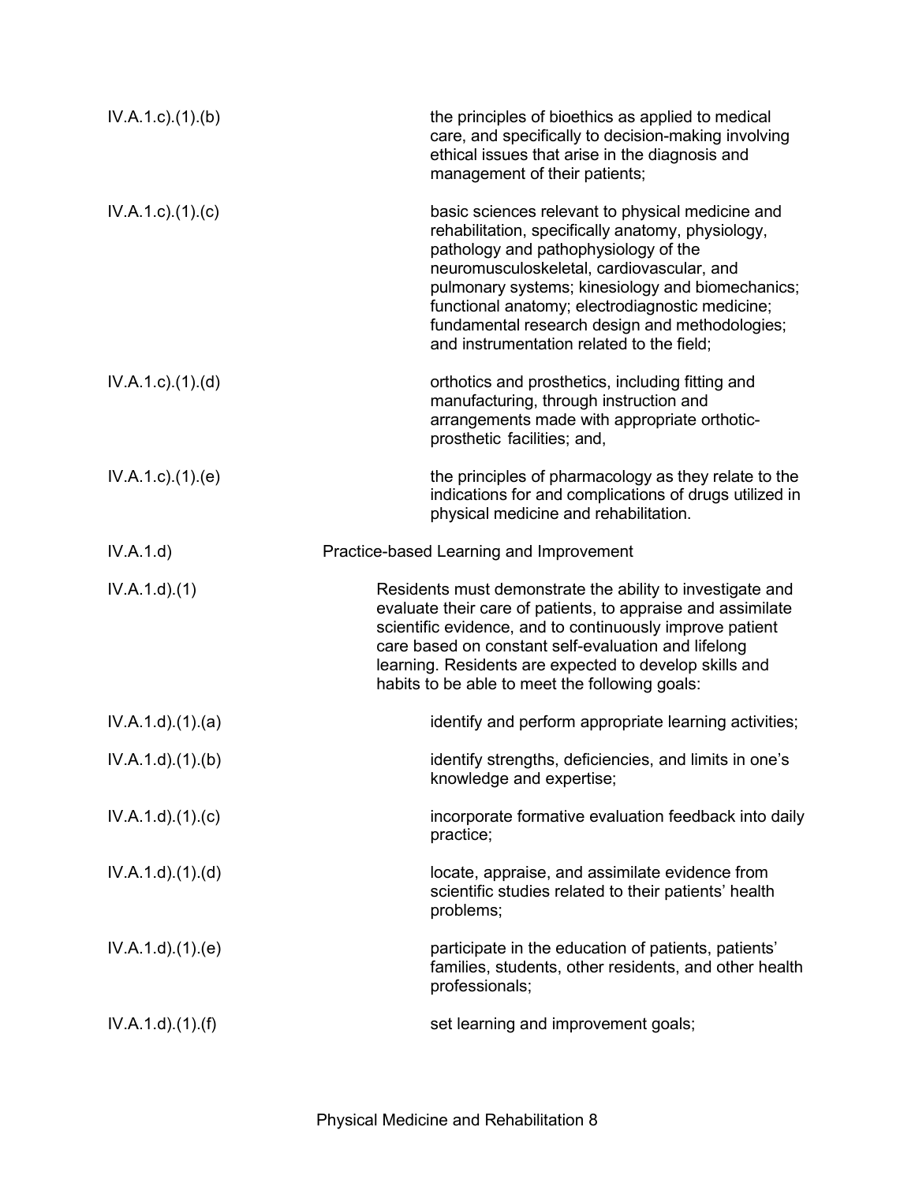| | |
|---|---|
| IV.A.1.c).(1).(b) | the principles of bioethics as applied to medical care, and specifically to decision-making involving ethical issues that arise in the diagnosis and management of their patients; |
| IV.A.1.c).(1).(c) | basic sciences relevant to physical medicine and rehabilitation, specifically anatomy, physiology, pathology and pathophysiology of the neuromusculoskeletal, cardiovascular, and pulmonary systems; kinesiology and biomechanics; functional anatomy; electrodiagnostic medicine; fundamental research design and methodologies; and instrumentation related to the field; |
| IV.A.1.c).(1).(d) | orthotics and prosthetics, including fitting and manufacturing, through instruction and arrangements made with appropriate orthotic-prosthetic facilities; and, |
| IV.A.1.c).(1).(e) | the principles of pharmacology as they relate to the indications for and complications of drugs utilized in physical medicine and rehabilitation. |
| IV.A.1.d) | Practice-based Learning and Improvement |
| IV.A.1.d).(1) | Residents must demonstrate the ability to investigate and evaluate their care of patients, to appraise and assimilate scientific evidence, and to continuously improve patient care based on constant self-evaluation and lifelong learning. Residents are expected to develop skills and habits to be able to meet the following goals: |
| IV.A.1.d).(1).(a) | identify and perform appropriate learning activities; |
| IV.A.1.d).(1).(b) | identify strengths, deficiencies, and limits in one's knowledge and expertise; |
| IV.A.1.d).(1).(c) | incorporate formative evaluation feedback into daily practice; |
| IV.A.1.d).(1).(d) | locate, appraise, and assimilate evidence from scientific studies related to their patients' health problems; |
| IV.A.1.d).(1).(e) | participate in the education of patients, patients' families, students, other residents, and other health professionals; |
| IV.A.1.d).(1).(f) | set learning and improvement goals; |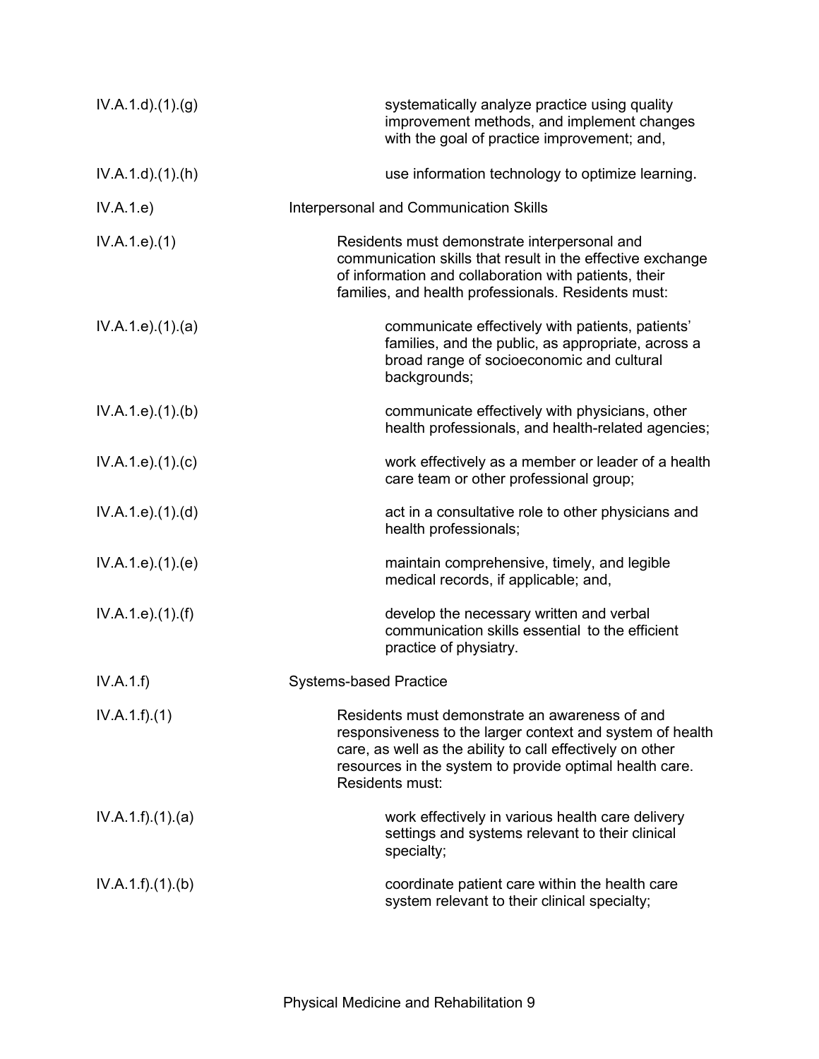| | |
|---|---|
| IV.A.1.d).(1).(g) | systematically analyze practice using quality improvement methods, and implement changes with the goal of practice improvement; and, |
| IV.A.1.d).(1).(h) | use information technology to optimize learning. |
| IV.A.1.e) | Interpersonal and Communication Skills |
| IV.A.1.e).(1) | Residents must demonstrate interpersonal and communication skills that result in the effective exchange of information and collaboration with patients, their families, and health professionals. Residents must: |
| IV.A.1.e).(1).(a) | communicate effectively with patients, patients' families, and the public, as appropriate, across a broad range of socioeconomic and cultural backgrounds; |
| IV.A.1.e).(1).(b) | communicate effectively with physicians, other health professionals, and health-related agencies; |
| IV.A.1.e).(1).(c) | work effectively as a member or leader of a health care team or other professional group; |
| IV.A.1.e).(1).(d) | act in a consultative role to other physicians and health professionals; |
| IV.A.1.e).(1).(e) | maintain comprehensive, timely, and legible medical records, if applicable; and, |
| IV.A.1.e).(1).(f) | develop the necessary written and verbal communication skills essential to the efficient practice of physiatry. |
| IV.A.1.f) | Systems-based Practice |
| IV.A.1.f).(1) | Residents must demonstrate an awareness of and responsiveness to the larger context and system of health care, as well as the ability to call effectively on other resources in the system to provide optimal health care. Residents must: |
| IV.A.1.f).(1).(a) | work effectively in various health care delivery settings and systems relevant to their clinical specialty; |
| IV.A.1.f).(1).(b) | coordinate patient care within the health care system relevant to their clinical specialty; |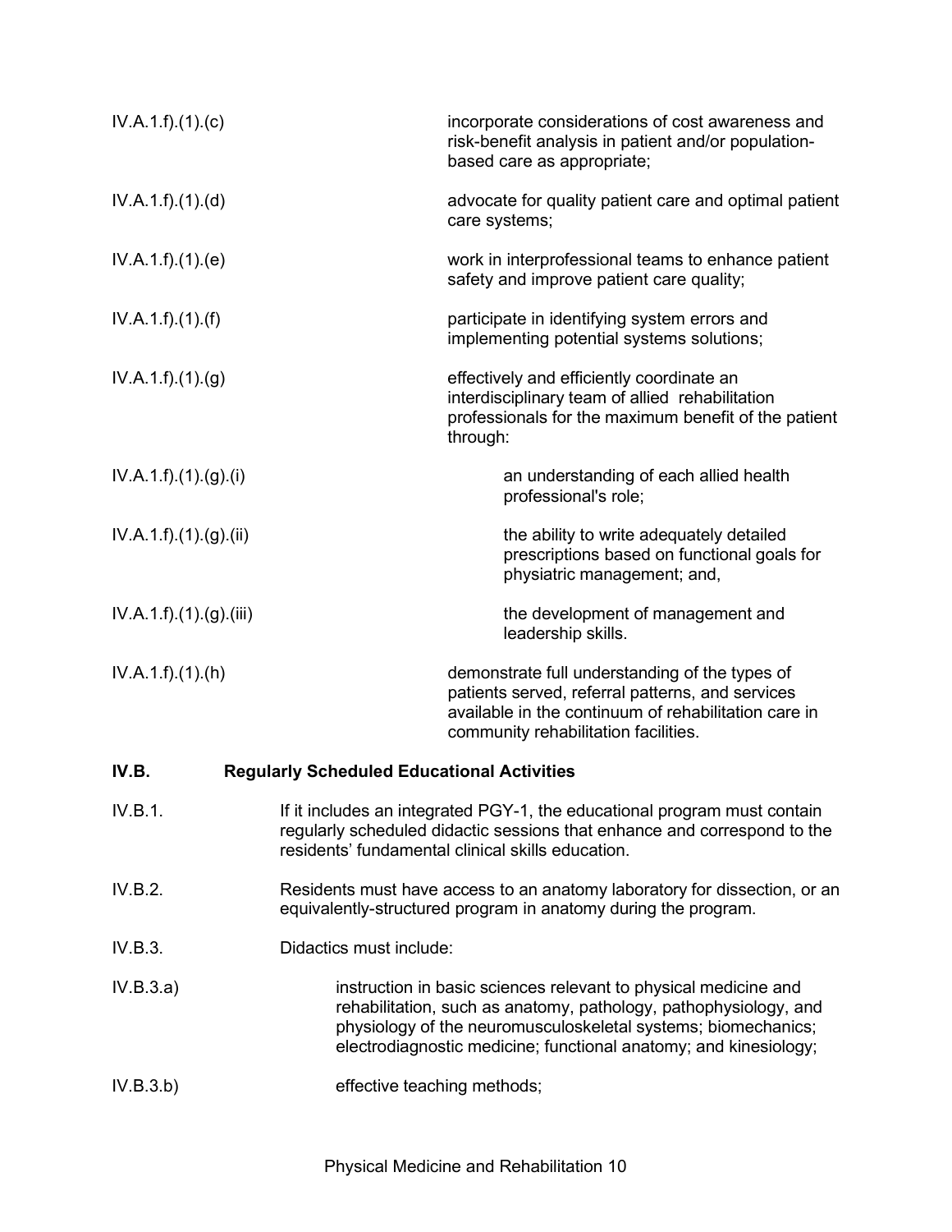| | |
|---|---|
| IV.A.1.f).(1).(c) | incorporate considerations of cost awareness and risk-benefit analysis in patient and/or population-based care as appropriate; |
| IV.A.1.f).(1).(d) | advocate for quality patient care and optimal patient care systems; |
| IV.A.1.f).(1).(e) | work in interprofessional teams to enhance patient safety and improve patient care quality; |
| IV.A.1.f).(1).(f) | participate in identifying system errors and implementing potential systems solutions; |
| IV.A.1.f).(1).(g) | effectively and efficiently coordinate an interdisciplinary team of allied rehabilitation professionals for the maximum benefit of the patient through: |
| IV.A.1.f).(1).(g).(i) | an understanding of each allied health professional's role; |
| IV.A.1.f).(1).(g).(ii) | the ability to write adequately detailed prescriptions based on functional goals for physiatric management; and, |
| IV.A.1.f).(1).(g).(iii) | the development of management and leadership skills. |
| IV.A.1.f).(1).(h) | demonstrate full understanding of the types of patients served, referral patterns, and services available in the continuum of rehabilitation care in community rehabilitation facilities. |

**IV.B. Regularly Scheduled Educational Activities**

| | |
|---|---|
| IV.B.1. | If it includes an integrated PGY-1, the educational program must contain regularly scheduled didactic sessions that enhance and correspond to the residents' fundamental clinical skills education. |
| IV.B.2. | Residents must have access to an anatomy laboratory for dissection, or an equivalently-structured program in anatomy during the program. |
| IV.B.3. | Didactics must include: |
| IV.B.3.a) | instruction in basic sciences relevant to physical medicine and rehabilitation, such as anatomy, pathology, pathophysiology, and physiology of the neuromusculoskeletal systems; biomechanics; electrodiagnostic medicine; functional anatomy; and kinesiology; |
| IV.B.3.b) | effective teaching methods; |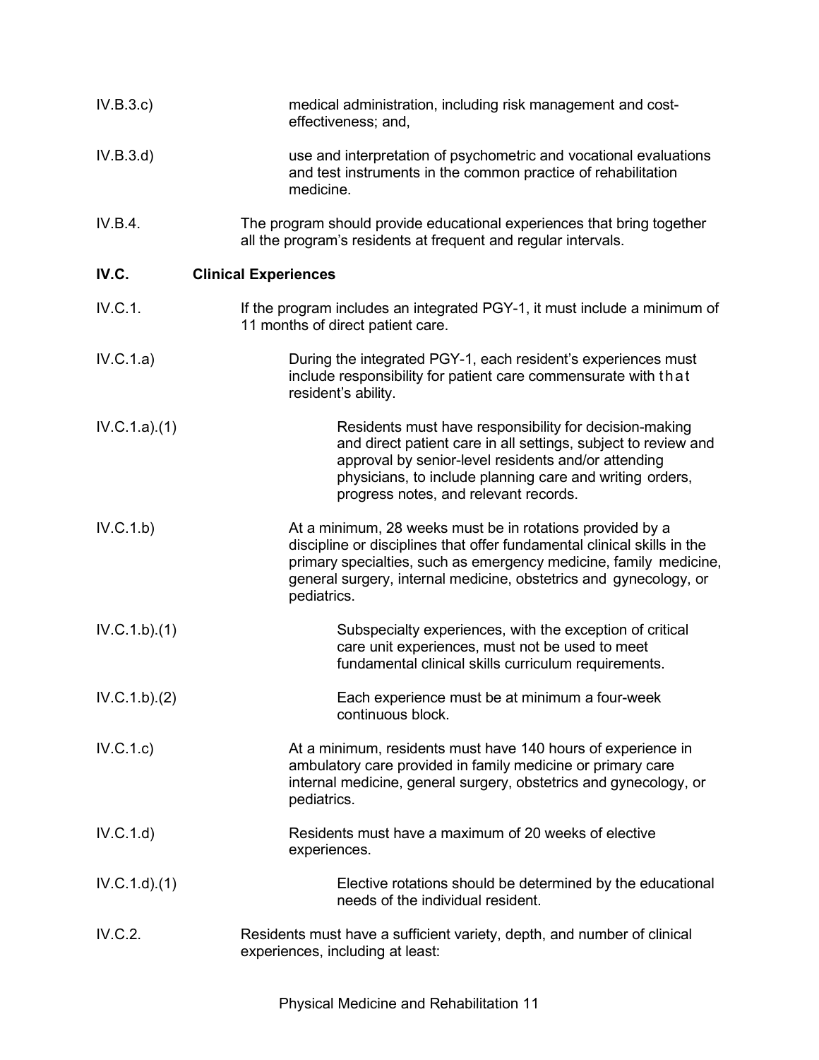IV.B.3.c) medical administration, including risk management and cost-effectiveness; and,

IV.B.3.d) use and interpretation of psychometric and vocational evaluations and test instruments in the common practice of rehabilitation medicine.

IV.B.4. The program should provide educational experiences that bring together all the program's residents at frequent and regular intervals.

**IV.C. Clinical Experiences**

IV.C.1. If the program includes an integrated PGY-1, it must include a minimum of 11 months of direct patient care.

IV.C.1.a) During the integrated PGY-1, each resident's experiences must include responsibility for patient care commensurate with that resident's ability.

IV.C.1.a).(1) Residents must have responsibility for decision-making and direct patient care in all settings, subject to review and approval by senior-level residents and/or attending physicians, to include planning care and writing orders, progress notes, and relevant records.

IV.C.1.b) At a minimum, 28 weeks must be in rotations provided by a discipline or disciplines that offer fundamental clinical skills in the primary specialties, such as emergency medicine, family medicine, general surgery, internal medicine, obstetrics and gynecology, or pediatrics.

IV.C.1.b).(1) Subspecialty experiences, with the exception of critical care unit experiences, must not be used to meet fundamental clinical skills curriculum requirements.

IV.C.1.b).(2) Each experience must be at minimum a four-week continuous block.

IV.C.1.c) At a minimum, residents must have 140 hours of experience in ambulatory care provided in family medicine or primary care internal medicine, general surgery, obstetrics and gynecology, or pediatrics.

IV.C.1.d) Residents must have a maximum of 20 weeks of elective experiences.

IV.C.1.d).(1) Elective rotations should be determined by the educational needs of the individual resident.

IV.C.2. Residents must have a sufficient variety, depth, and number of clinical experiences, including at least: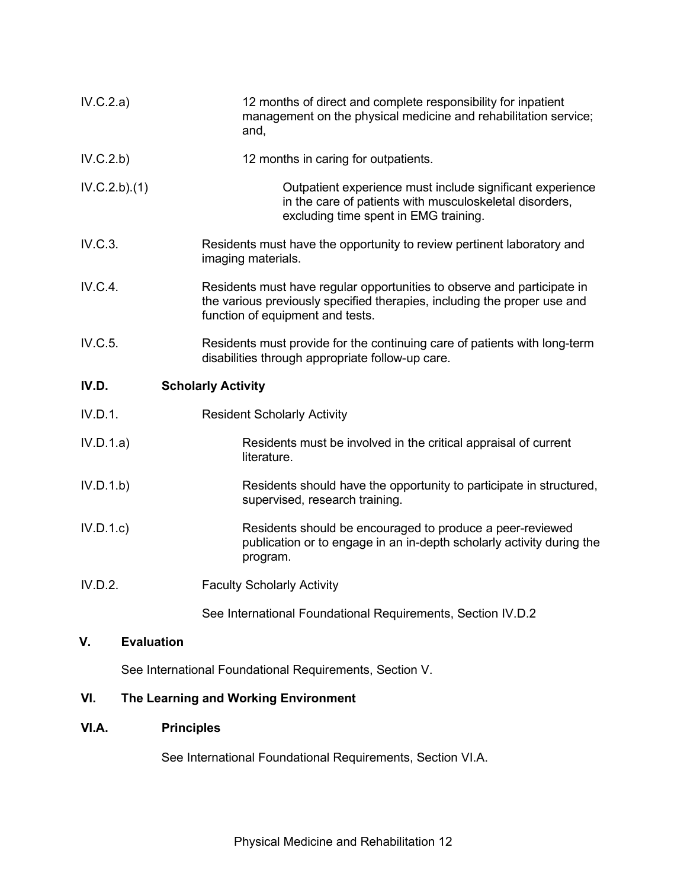IV.C.2.a) 12 months of direct and complete responsibility for inpatient management on the physical medicine and rehabilitation service; and,

IV.C.2.b) 12 months in caring for outpatients.

IV.C.2.b).(1) Outpatient experience must include significant experience in the care of patients with musculoskeletal disorders, excluding time spent in EMG training.

IV.C.3. Residents must have the opportunity to review pertinent laboratory and imaging materials.

IV.C.4. Residents must have regular opportunities to observe and participate in the various previously specified therapies, including the proper use and function of equipment and tests.

IV.C.5. Residents must provide for the continuing care of patients with long-term disabilities through appropriate follow-up care.

### IV.D. Scholarly Activity

IV.D.1. Resident Scholarly Activity

IV.D.1.a) Residents must be involved in the critical appraisal of current literature.

IV.D.1.b) Residents should have the opportunity to participate in structured, supervised, research training.

IV.D.1.c) Residents should be encouraged to produce a peer-reviewed publication or to engage in an in-depth scholarly activity during the program.

IV.D.2. Faculty Scholarly Activity

See International Foundational Requirements, Section IV.D.2

## V. Evaluation

See International Foundational Requirements, Section V.

## VI. The Learning and Working Environment

### VI.A. Principles

See International Foundational Requirements, Section VI.A.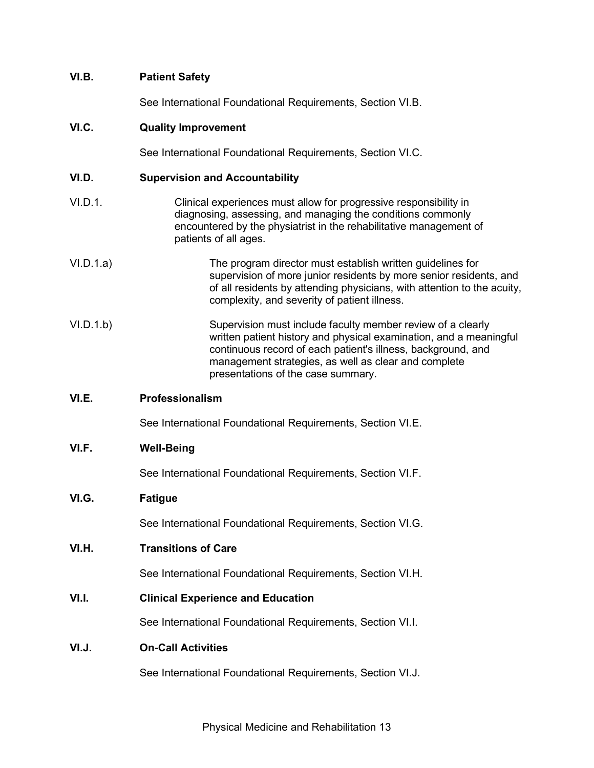**VI.B. Patient Safety**

See International Foundational Requirements, Section VI.B.

**VI.C. Quality Improvement**

See International Foundational Requirements, Section VI.C.

**VI.D. Supervision and Accountability**

VI.D.1. Clinical experiences must allow for progressive responsibility in diagnosing, assessing, and managing the conditions commonly encountered by the physiatrist in the rehabilitative management of patients of all ages.

VI.D.1.a) The program director must establish written guidelines for supervision of more junior residents by more senior residents, and of all residents by attending physicians, with attention to the acuity, complexity, and severity of patient illness.

VI.D.1.b) Supervision must include faculty member review of a clearly written patient history and physical examination, and a meaningful continuous record of each patient's illness, background, and management strategies, as well as clear and complete presentations of the case summary.

**VI.E. Professionalism**

See International Foundational Requirements, Section VI.E.

**VI.F. Well-Being**

See International Foundational Requirements, Section VI.F.

**VI.G. Fatigue**

See International Foundational Requirements, Section VI.G.

**VI.H. Transitions of Care**

See International Foundational Requirements, Section VI.H.

**VI.I. Clinical Experience and Education**

See International Foundational Requirements, Section VI.I.

**VI.J. On-Call Activities**

See International Foundational Requirements, Section VI.J.